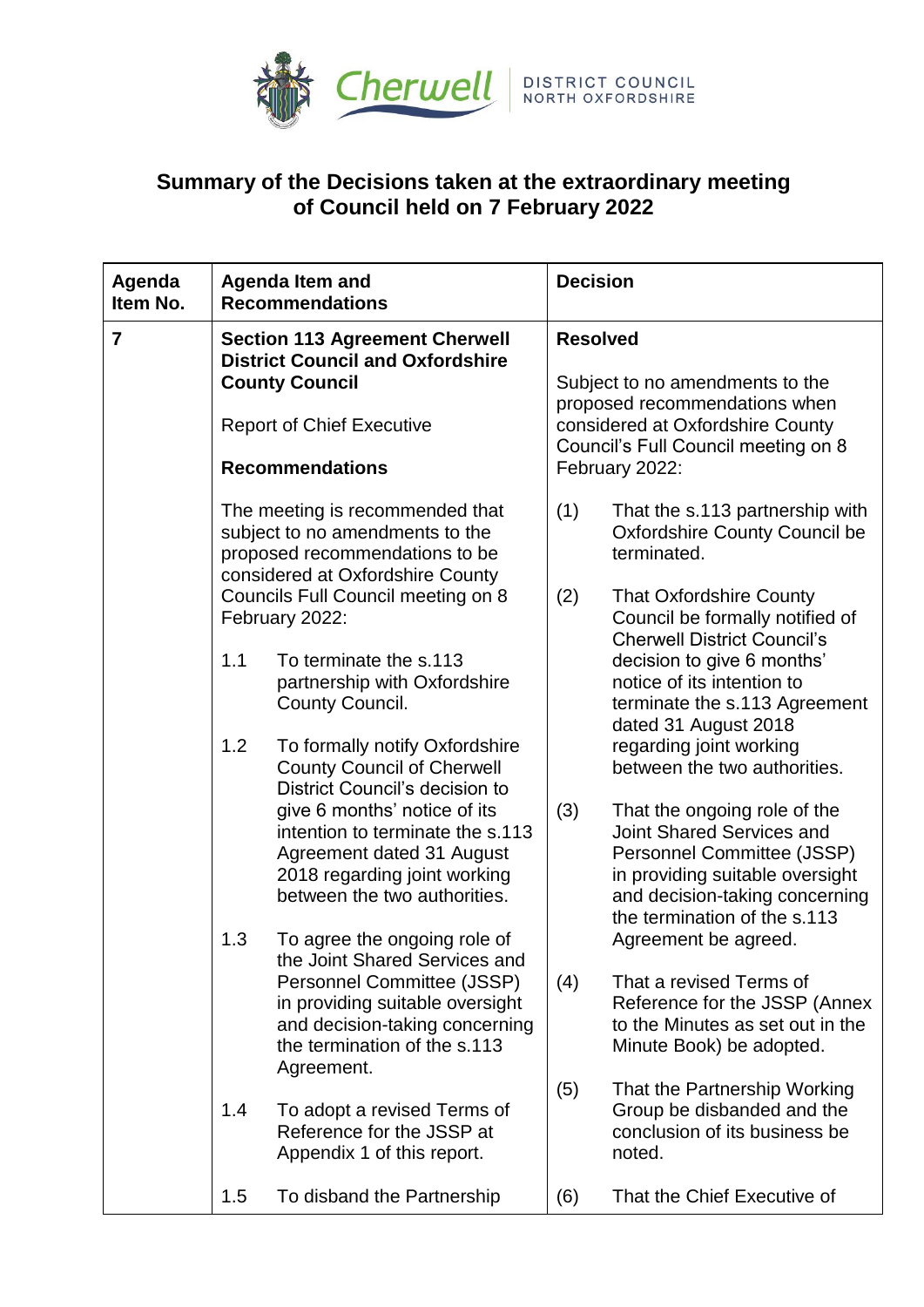Cherwell DISTRICT COUNCIL NORTH OXFORDSHIRE

# Summary of the Decisions taken at the extraordinary meeting of Council held on 7 February 2022

| Agenda Item No. | Agenda Item and Recommendations | Decision |
|---|---|---|
| 7 | **Section 113 Agreement Cherwell District Council and Oxfordshire County Council**<br><br>Report of Chief Executive<br><br>**Recommendations**<br><br>The meeting is recommended that subject to no amendments to the proposed recommendations to be considered at Oxfordshire County Councils Full Council meeting on 8 February 2022:<br><br>1.1 To terminate the s.113 partnership with Oxfordshire County Council.<br><br>1.2 To formally notify Oxfordshire County Council of Cherwell District Council's decision to give 6 months' notice of its intention to terminate the s.113 Agreement dated 31 August 2018 regarding joint working between the two authorities.<br><br>1.3 To agree the ongoing role of the Joint Shared Services and Personnel Committee (JSSP) in providing suitable oversight and decision-taking concerning the termination of the s.113 Agreement.<br><br>1.4 To adopt a revised Terms of Reference for the JSSP at Appendix 1 of this report.<br><br>1.5 To disband the Partnership | **Resolved**<br><br>Subject to no amendments to the proposed recommendations when considered at Oxfordshire County Council's Full Council meeting on 8 February 2022:<br><br>(1) That the s.113 partnership with Oxfordshire County Council be terminated.<br><br>(2) That Oxfordshire County Council be formally notified of Cherwell District Council's decision to give 6 months' notice of its intention to terminate the s.113 Agreement dated 31 August 2018 regarding joint working between the two authorities.<br><br>(3) That the ongoing role of the Joint Shared Services and Personnel Committee (JSSP) in providing suitable oversight and decision-taking concerning the termination of the s.113 Agreement be agreed.<br><br>(4) That a revised Terms of Reference for the JSSP (Annex to the Minutes as set out in the Minute Book) be adopted.<br><br>(5) That the Partnership Working Group be disbanded and the conclusion of its business be noted.<br><br>(6) That the Chief Executive of |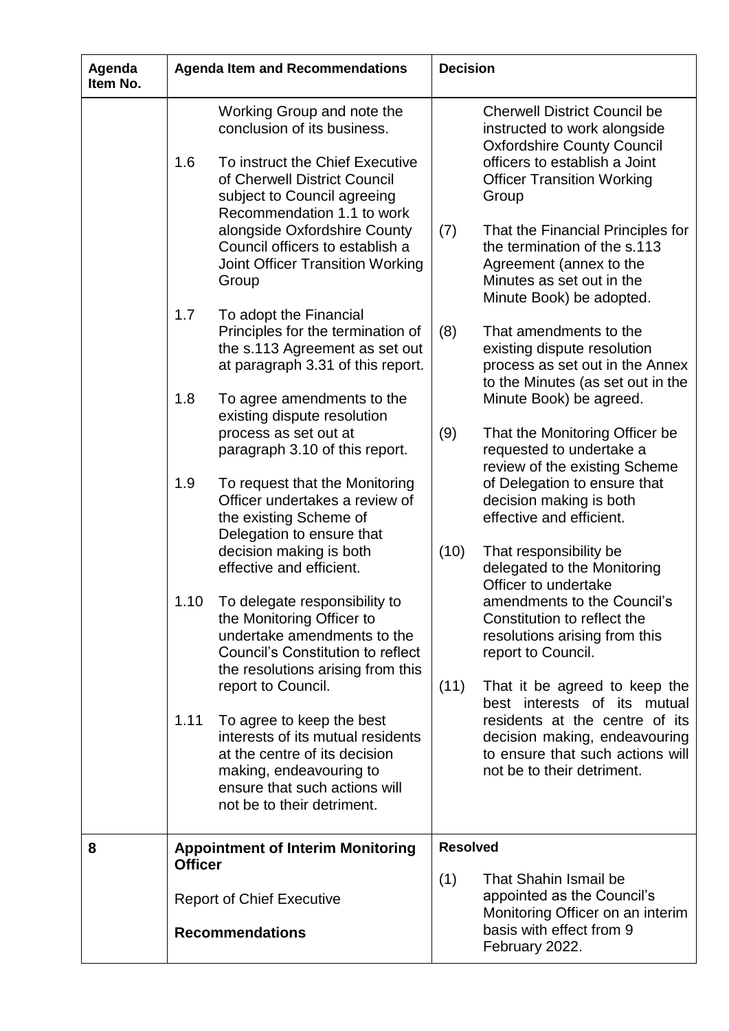| Agenda Item No. | Agenda Item and Recommendations | Decision |
| --- | --- | --- |
| | Working Group and note the conclusion of its business.<br><br>1.6 To instruct the Chief Executive of Cherwell District Council subject to Council agreeing Recommendation 1.1 to work alongside Oxfordshire County Council officers to establish a Joint Officer Transition Working Group<br><br>1.7 To adopt the Financial Principles for the termination of the s.113 Agreement as set out at paragraph 3.31 of this report.<br><br>1.8 To agree amendments to the existing dispute resolution process as set out at paragraph 3.10 of this report.<br><br>1.9 To request that the Monitoring Officer undertakes a review of the existing Scheme of Delegation to ensure that decision making is both effective and efficient.<br><br>1.10 To delegate responsibility to the Monitoring Officer to undertake amendments to the Council's Constitution to reflect the resolutions arising from this report to Council.<br><br>1.11 To agree to keep the best interests of its mutual residents at the centre of its decision making, endeavouring to ensure that such actions will not be to their detriment. | Cherwell District Council be instructed to work alongside Oxfordshire County Council officers to establish a Joint Officer Transition Working Group<br><br>(7) That the Financial Principles for the termination of the s.113 Agreement (annex to the Minutes as set out in the Minute Book) be adopted.<br><br>(8) That amendments to the existing dispute resolution process as set out in the Annex to the Minutes (as set out in the Minute Book) be agreed.<br><br>(9) That the Monitoring Officer be requested to undertake a review of the existing Scheme of Delegation to ensure that decision making is both effective and efficient.<br><br>(10) That responsibility be delegated to the Monitoring Officer to undertake amendments to the Council's Constitution to reflect the resolutions arising from this report to Council.<br><br>(11) That it be agreed to keep the best interests of its mutual residents at the centre of its decision making, endeavouring to ensure that such actions will not be to their detriment. |
| **8** | **Appointment of Interim Monitoring Officer**<br><br>Report of Chief Executive<br><br>**Recommendations** | **Resolved**<br><br>(1) That Shahin Ismail be appointed as the Council's Monitoring Officer on an interim basis with effect from 9 February 2022. |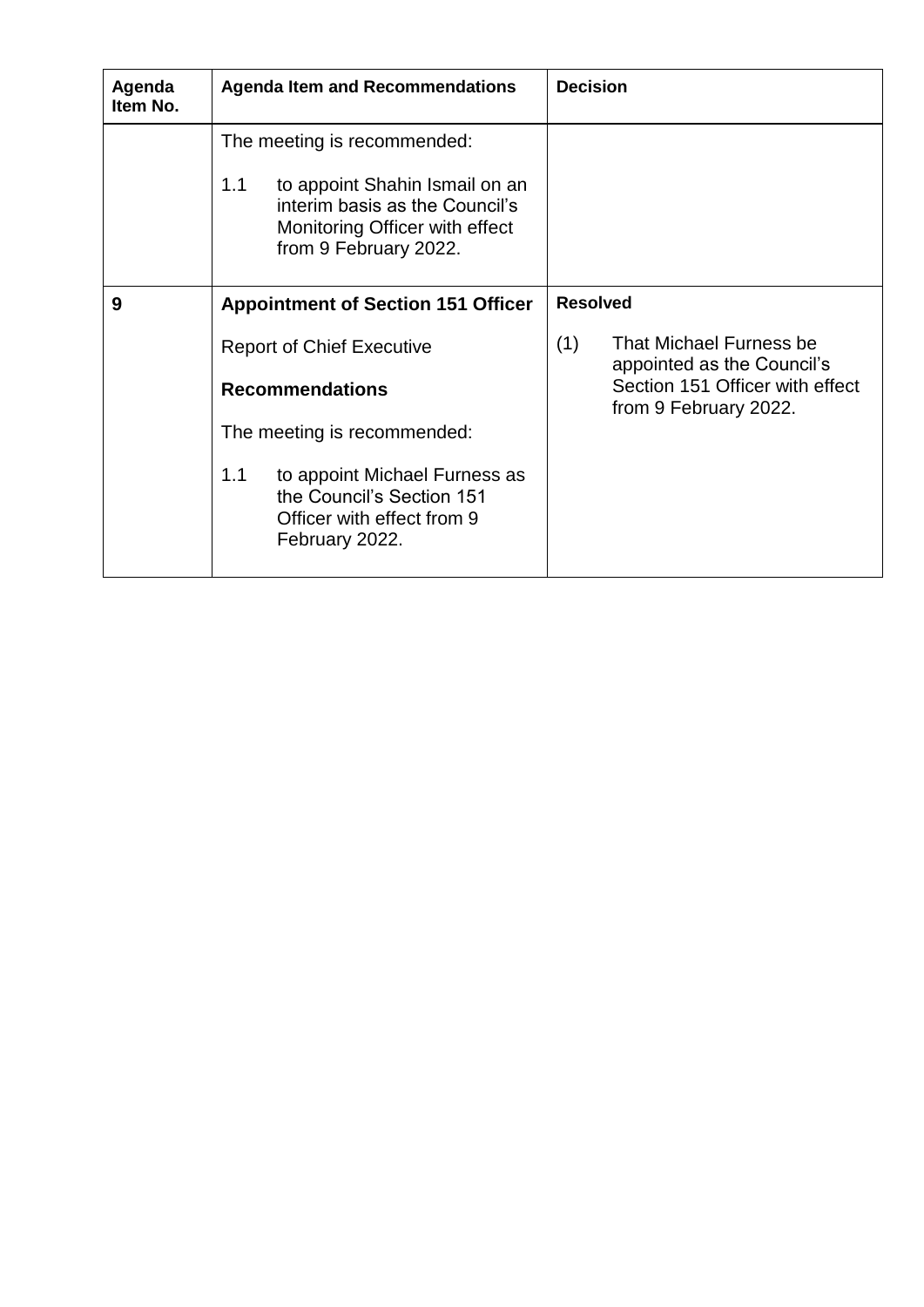| Agenda Item No. | Agenda Item and Recommendations | Decision |
|---|---|---|
| | The meeting is recommended:<br><br>1.1 to appoint Shahin Ismail on an interim basis as the Council's Monitoring Officer with effect from 9 February 2022. | |
| **9** | **Appointment of Section 151 Officer**<br><br>Report of Chief Executive<br><br>**Recommendations**<br><br>The meeting is recommended:<br><br>1.1 to appoint Michael Furness as the Council's Section 151 Officer with effect from 9 February 2022. | **Resolved**<br><br>(1) That Michael Furness be appointed as the Council's Section 151 Officer with effect from 9 February 2022. |